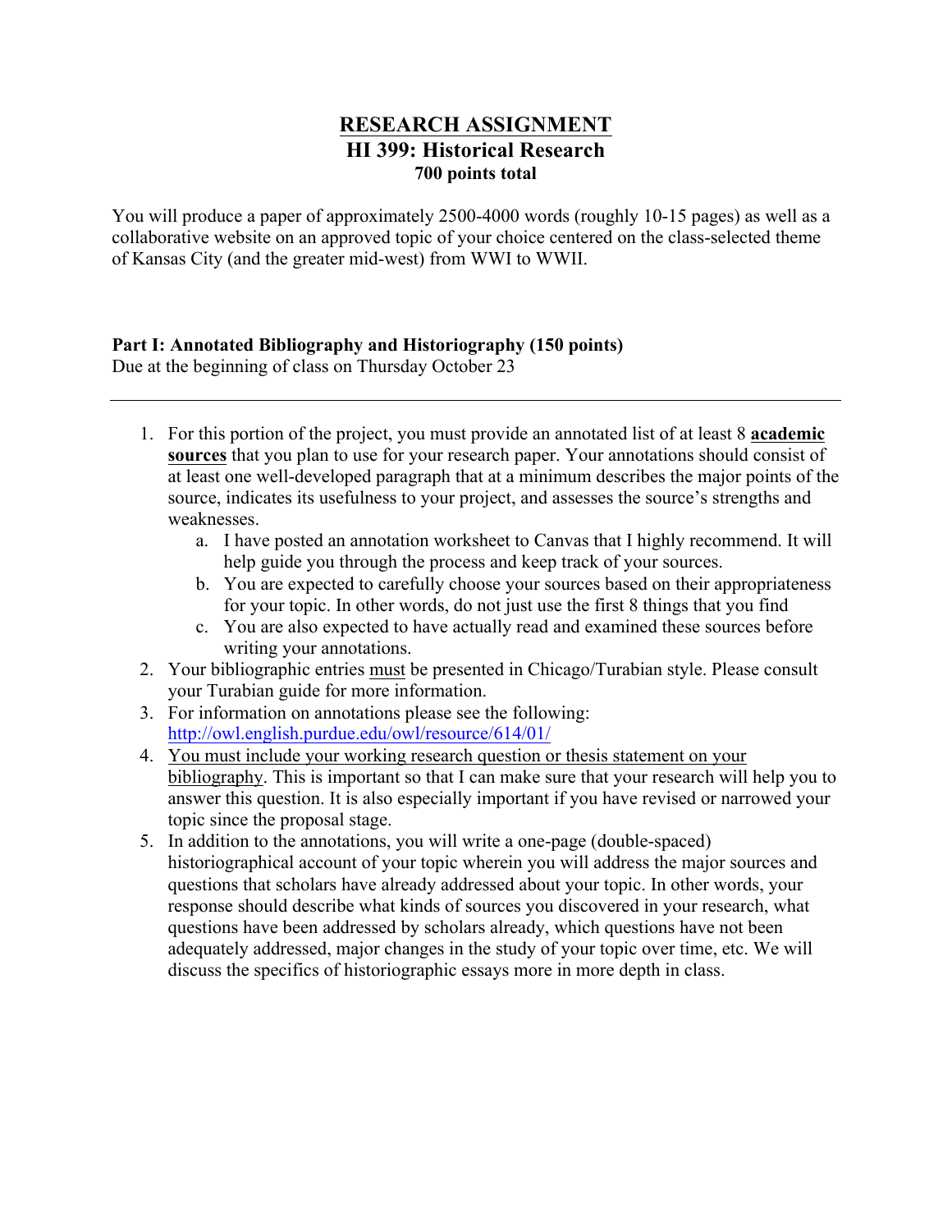# RESEARCH ASSIGNMENT
## HI 399: Historical Research
### 700 points total

You will produce a paper of approximately 2500-4000 words (roughly 10-15 pages) as well as a collaborative website on an approved topic of your choice centered on the class-selected theme of Kansas City (and the greater mid-west) from WWI to WWII.

**Part I: Annotated Bibliography and Historiography (150 points)**
Due at the beginning of class on Thursday October 23

---

1. For this portion of the project, you must provide an annotated list of at least 8 **academic sources** that you plan to use for your research paper. Your annotations should consist of at least one well-developed paragraph that at a minimum describes the major points of the source, indicates its usefulness to your project, and assesses the source's strengths and weaknesses.
   a. I have posted an annotation worksheet to Canvas that I highly recommend. It will help guide you through the process and keep track of your sources.
   b. You are expected to carefully choose your sources based on their appropriateness for your topic. In other words, do not just use the first 8 things that you find
   c. You are also expected to have actually read and examined these sources before writing your annotations.
2. Your bibliographic entries must be presented in Chicago/Turabian style. Please consult your Turabian guide for more information.
3. For information on annotations please see the following: http://owl.english.purdue.edu/owl/resource/614/01/
4. You must include your working research question or thesis statement on your bibliography. This is important so that I can make sure that your research will help you to answer this question. It is also especially important if you have revised or narrowed your topic since the proposal stage.
5. In addition to the annotations, you will write a one-page (double-spaced) historiographical account of your topic wherein you will address the major sources and questions that scholars have already addressed about your topic. In other words, your response should describe what kinds of sources you discovered in your research, what questions have been addressed by scholars already, which questions have not been adequately addressed, major changes in the study of your topic over time, etc. We will discuss the specifics of historiographic essays more in more depth in class.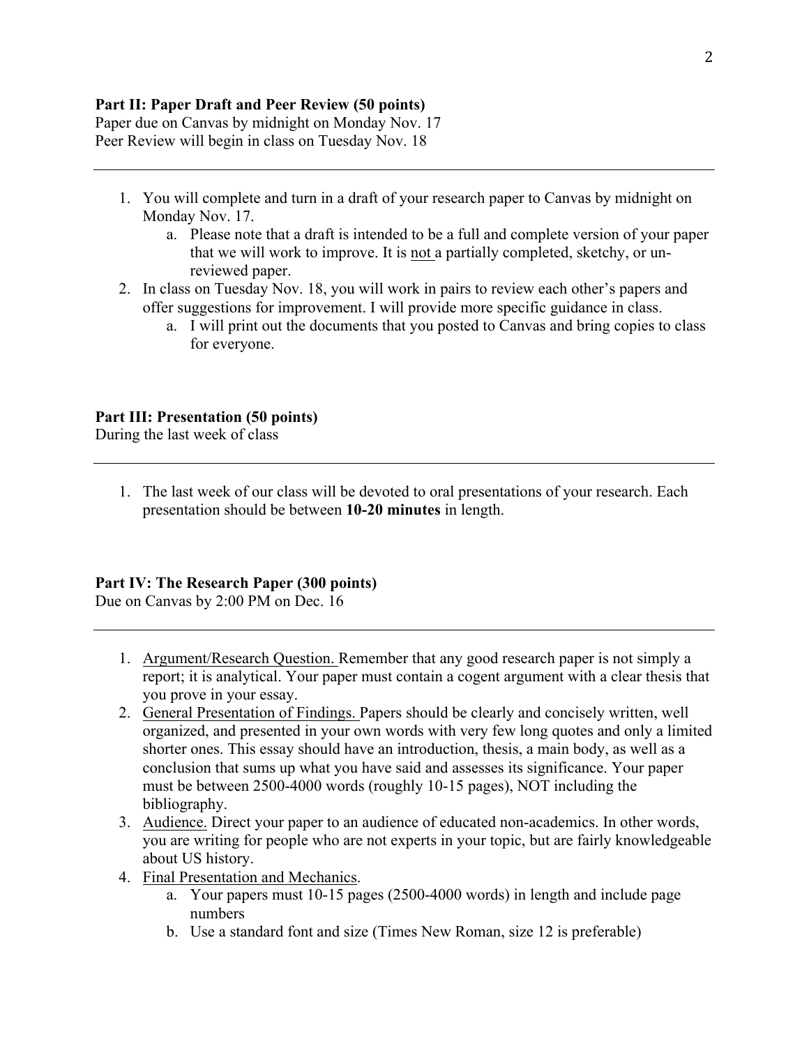**Part II: Paper Draft and Peer Review (50 points)**
Paper due on Canvas by midnight on Monday Nov. 17
Peer Review will begin in class on Tuesday Nov. 18

---

1. You will complete and turn in a draft of your research paper to Canvas by midnight on Monday Nov. 17.
    a. Please note that a draft is intended to be a full and complete version of your paper that we will work to improve. It is <u>not</u> a partially completed, sketchy, or un-reviewed paper.
2. In class on Tuesday Nov. 18, you will work in pairs to review each other's papers and offer suggestions for improvement. I will provide more specific guidance in class.
    a. I will print out the documents that you posted to Canvas and bring copies to class for everyone.

**Part III: Presentation (50 points)**
During the last week of class

---

1. The last week of our class will be devoted to oral presentations of your research. Each presentation should be between **10-20 minutes** in length.

**Part IV: The Research Paper (300 points)**
Due on Canvas by 2:00 PM on Dec. 16

---

1. <u>Argument/Research Question.</u> Remember that any good research paper is not simply a report; it is analytical. Your paper must contain a cogent argument with a clear thesis that you prove in your essay.
2. <u>General Presentation of Findings.</u> Papers should be clearly and concisely written, well organized, and presented in your own words with very few long quotes and only a limited shorter ones. This essay should have an introduction, thesis, a main body, as well as a conclusion that sums up what you have said and assesses its significance. Your paper must be between 2500-4000 words (roughly 10-15 pages), NOT including the bibliography.
3. <u>Audience.</u> Direct your paper to an audience of educated non-academics. In other words, you are writing for people who are not experts in your topic, but are fairly knowledgeable about US history.
4. <u>Final Presentation and Mechanics</u>.
    a. Your papers must 10-15 pages (2500-4000 words) in length and include page numbers
    b. Use a standard font and size (Times New Roman, size 12 is preferable)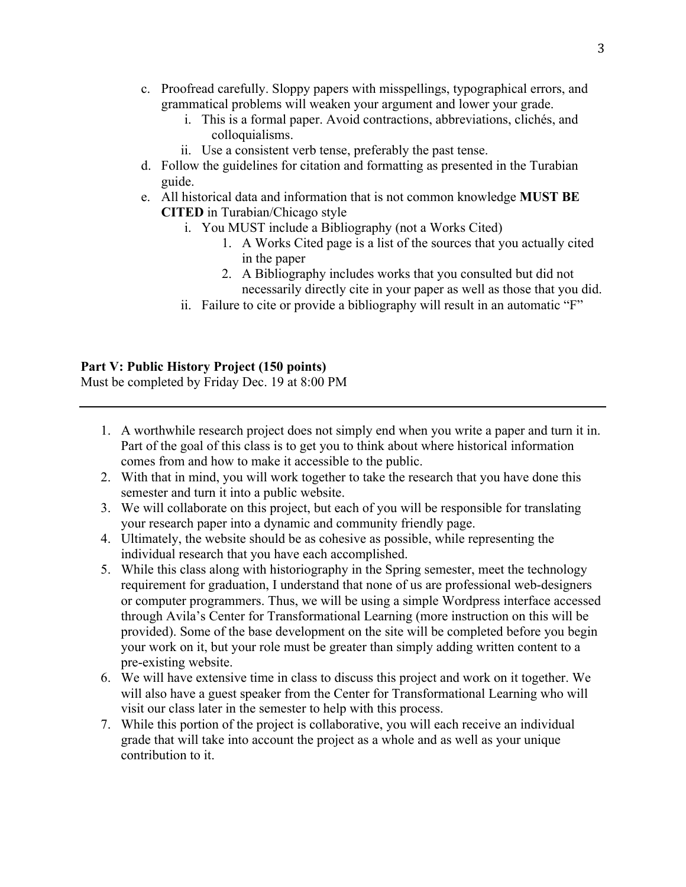c. Proofread carefully. Sloppy papers with misspellings, typographical errors, and grammatical problems will weaken your argument and lower your grade.
   i. This is a formal paper. Avoid contractions, abbreviations, clichés, and colloquialisms.
   ii. Use a consistent verb tense, preferably the past tense.

d. Follow the guidelines for citation and formatting as presented in the Turabian guide.

e. All historical data and information that is not common knowledge **MUST BE CITED** in Turabian/Chicago style
   i. You MUST include a Bibliography (not a Works Cited)
      1. A Works Cited page is a list of the sources that you actually cited in the paper
      2. A Bibliography includes works that you consulted but did not necessarily directly cite in your paper as well as those that you did.
   ii. Failure to cite or provide a bibliography will result in an automatic "F"

**Part V: Public History Project (150 points)**
Must be completed by Friday Dec. 19 at 8:00 PM

---

1. A worthwhile research project does not simply end when you write a paper and turn it in. Part of the goal of this class is to get you to think about where historical information comes from and how to make it accessible to the public.
2. With that in mind, you will work together to take the research that you have done this semester and turn it into a public website.
3. We will collaborate on this project, but each of you will be responsible for translating your research paper into a dynamic and community friendly page.
4. Ultimately, the website should be as cohesive as possible, while representing the individual research that you have each accomplished.
5. While this class along with historiography in the Spring semester, meet the technology requirement for graduation, I understand that none of us are professional web-designers or computer programmers. Thus, we will be using a simple Wordpress interface accessed through Avila's Center for Transformational Learning (more instruction on this will be provided). Some of the base development on the site will be completed before you begin your work on it, but your role must be greater than simply adding written content to a pre-existing website.
6. We will have extensive time in class to discuss this project and work on it together. We will also have a guest speaker from the Center for Transformational Learning who will visit our class later in the semester to help with this process.
7. While this portion of the project is collaborative, you will each receive an individual grade that will take into account the project as a whole and as well as your unique contribution to it.